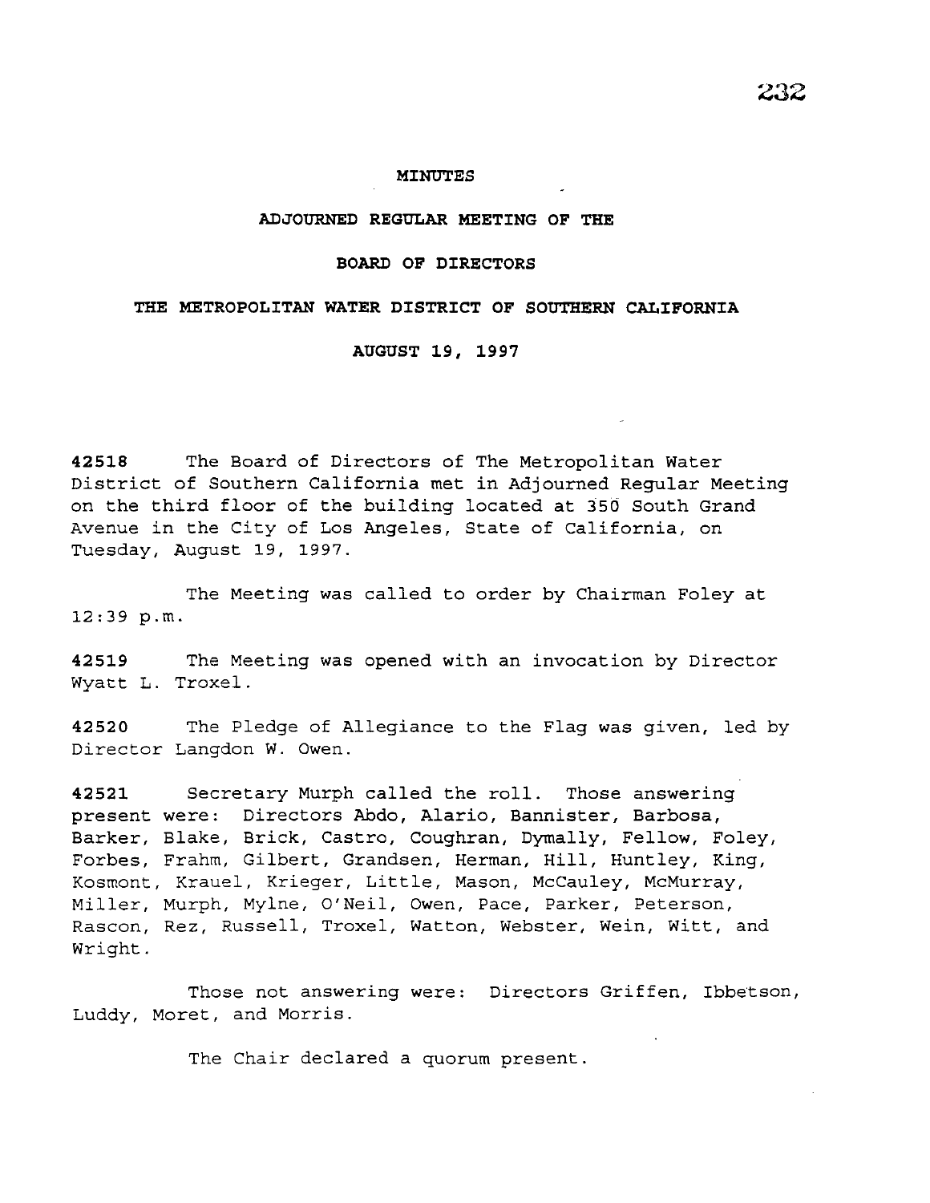# MINUTES

## ADJOURNED REGULAR MEETING OF THE

## BOARD OF DIRECTORS

## THE METROPOLITAN WATER DISTRICT OF SOUTHERN CALIFORNIA

## AUGUST 19, 1997

**42518** The Board of Directors of The Metropolitan Water District of Southern California met in Adjourned Regular Meeting on the third floor of the building located at 350 South Grand Avenue in the City of Los Angeles, State of California, on Tuesday, August 19, 1997.

The Meeting was called to order by Chairman Foley at 12:39 p.m.

**42519** The Meeting was opened with an invocation by Director Wyatt L. Troxel.

**42520** The Pledge of Allegiance to the Flag was given, led by Director Langdon W. Owen.

**42521** Secretary Murph called the roll. Those answering present were: Directors Abdo, Alario, Bannister, Barbosa, Barker, Blake, Brick, Castro, Coughran, Dymally, Fellow, Foley, Forbes, Frahm, Gilbert, Grandsen, Herman, Hill, Huntley, King, Kosmont, Krauel, Krieger, Little, Mason, McCauley, McMurray, Miller, Murph, Mylne, O'Neil, Owen, Pace, Parker, Peterson, Rascon, Rez, Russell, Troxel, Watton, Webster, Wein, Witt, and Wright.

Those not answering were: Directors Griffen, Ibbetson, Luddy, Moret, and Morris.

The Chair declared a quorum present.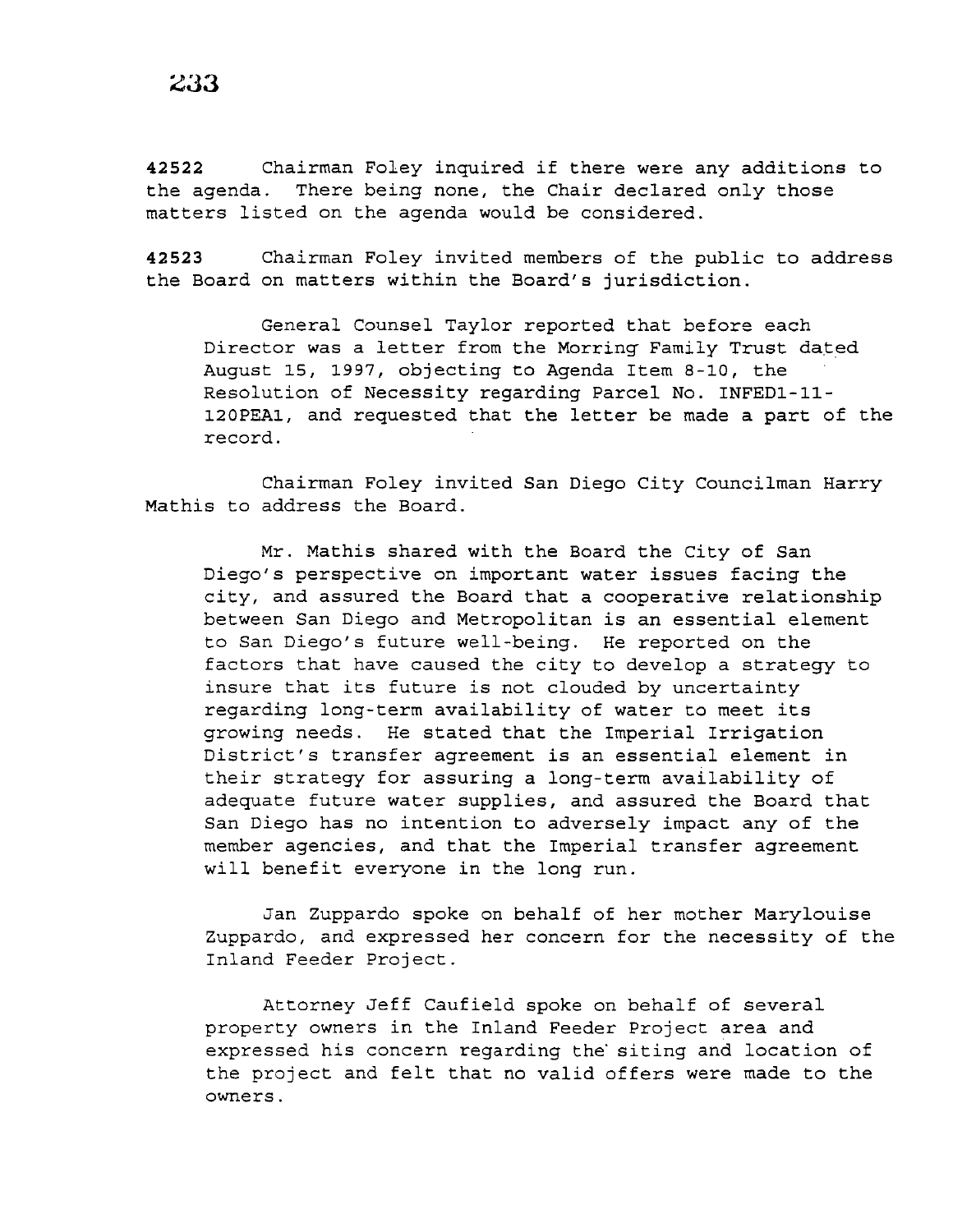**42522** Chairman Foley inquired if there were any additions to the agenda. There being none, the Chair declared only those matters listed on the agenda would be considered.

**42523** Chairman Foley invited members of the public to address the Board on matters within the Board's jurisdiction.

General Counsel Taylor reported that before each Director was a letter from the Morring Family Trust dated August 15, 1997, objecting to Agenda Item 8-10, the Resolution of Necessity regarding Parcel No. INFED1-11-120PEA1, and requested that the letter be made a part of the record.

Chairman Foley invited San Diego City Councilman Harry Mathis to address the Board.

Mr. Mathis shared with the Board the City of San Diego's perspective on important water issues facing the city, and assured the Board that a cooperative relationship between San Diego and Metropolitan is an essential element to San Diego's future well-being. He reported on the factors that have caused the city to develop a strategy to insure that its future is not clouded by uncertainty regarding long-term availability of water to meet its growing needs. He stated that the Imperial Irrigation District's transfer agreement is an essential element in their strategy for assuring a long-term availability of adequate future water supplies, and assured the Board that San Diego has no intention to adversely impact any of the member agencies, and that the Imperial transfer agreement will benefit everyone in the long run.

Jan Zuppardo spoke on behalf of her mother Marylouise Zuppardo, and expressed her concern for the necessity of the Inland Feeder Project.

Attorney Jeff Caufield spoke on behalf of several property owners in the Inland Feeder Project area and expressed his concern regarding the siting and location of the project and felt that no valid offers were made to the owners.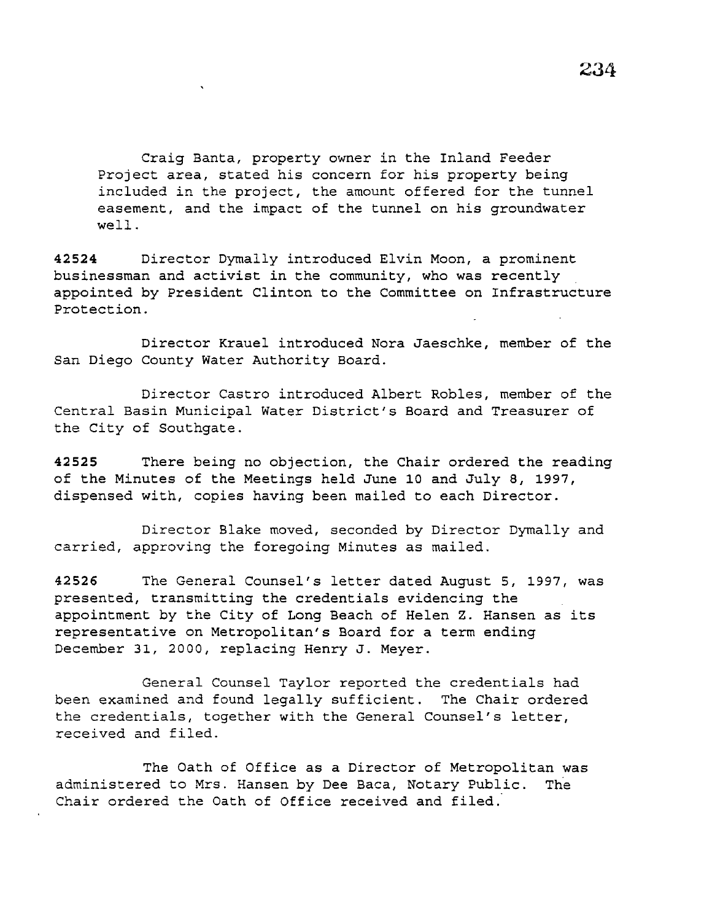Craig Banta, property owner in the Inland Feeder Project area, stated his concern for his property being included in the project, the amount offered for the tunnel easement, and the impact of the tunnel on his groundwater well.

**42524** Director Dymally introduced Elvin Moon, a prominent businessman and activist in the community, who was recently appointed by President Clinton to the Committee on Infrastructure Protection.

Director Krauel introduced Nora Jaeschke, member of the San Diego County Water Authority Board.

Director Castro introduced Albert Robles, member of the Central Basin Municipal Water District's Board and Treasurer of the City of Southgate.

**42525** There being no objection, the Chair ordered the reading of the Minutes of the Meetings held June 10 and July 8, 1997, dispensed with, copies having been mailed to each Director.

Director Blake moved, seconded by Director Dymally and carried, approving the foregoing Minutes as mailed.

**42526** The General Counsel's letter dated August 5, 1997, was presented, transmitting the credentials evidencing the appointment by the City of Long Beach of Helen Z. Hansen as its representative on Metropolitan's Board for a term ending December 31, 2000, replacing Henry J. Meyer.

General Counsel Taylor reported the credentials had been examined and found legally sufficient. The Chair ordered the credentials, together with the General Counsel's letter, received and filed.

The Oath of Office as a Director of Metropolitan was administered to Mrs. Hansen by Dee Baca, Notary Public. The Chair ordered the Oath of Office received and filed.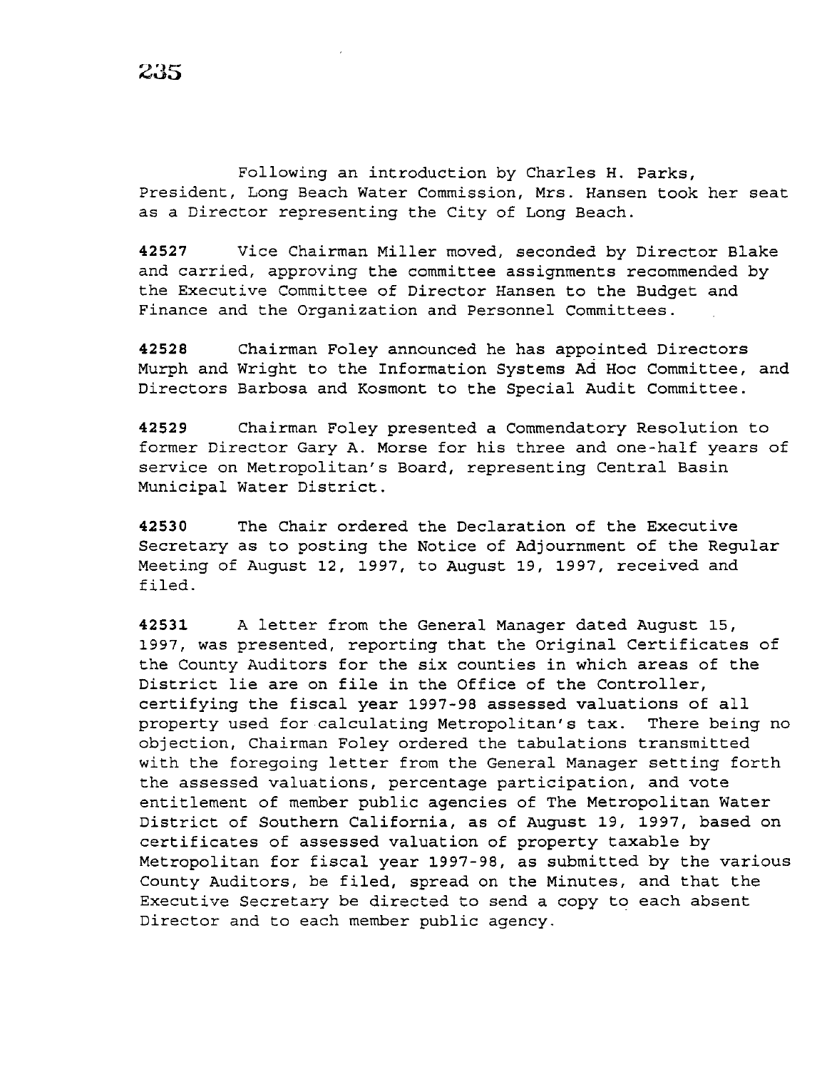Following an introduction by Charles H. Parks, President, Long Beach Water Commission, Mrs. Hansen took her seat as a Director representing the City of Long Beach.

**42527** Vice Chairman Miller moved, seconded by Director Blake and carried, approving the committee assignments recommended by the Executive Committee of Director Hansen to the Budget and Finance and the Organization and Personnel Committees.

**42528** Chairman Foley announced he has appointed Directors Murph and Wright to the Information Systems Ad Hoc Committee, and Directors Barbosa and Kosmont to the Special Audit Committee.

**42529** Chairman Foley presented a Commendatory Resolution to former Director Gary A. Morse for his three and one-half years of service on Metropolitan's Board, representing Central Basin Municipal Water District.

**42530** The Chair ordered the Declaration of the Executive Secretary as to posting the Notice of Adjournment of the Regular Meeting of August 12, 1997, to August 19, 1997, received and filed.

**42531** A letter from the General Manager dated August 15, 1997, was presented, reporting that the Original Certificates of the County Auditors for the six counties in which areas of the District lie are on file in the Office of the Controller, certifying the fiscal year 1997-98 assessed valuations of all property used for calculating Metropolitan's tax. There being no objection, Chairman Foley ordered the tabulations transmitted with the foregoing letter from the General Manager setting forth the assessed valuations, percentage participation, and vote entitlement of member public agencies of The Metropolitan Water District of Southern California, as of August 19, 1997, based on certificates of assessed valuation of property taxable by Metropolitan for fiscal year 1997-98, as submitted by the various County Auditors, be filed, spread on the Minutes, and that the Executive Secretary be directed to send a copy to each absent Director and to each member public agency.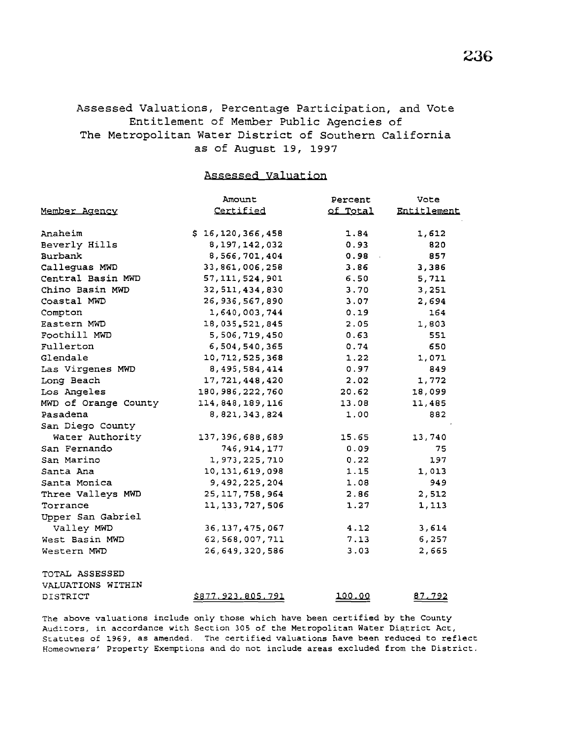# Assessed Valuations, Percentage Participation, and Vote Entitlement of Member Public Agencies of The Metropolitan Water District of Southern California as of August 19, 1997

## Assessed Valuation

| Member Agency | Amount Certified | Percent of Total | Vote Entitlement |
|---|---|---|---|
| Anaheim | $ 16,120,366,458 | 1.84 | 1,612 |
| Beverly Hills | 8,197,142,032 | 0.93 | 820 |
| Burbank | 8,566,701,404 | 0.98 | 857 |
| Calleguas MWD | 33,861,006,258 | 3.86 | 3,386 |
| Central Basin MWD | 57,111,524,901 | 6.50 | 5,711 |
| Chino Basin MWD | 32,511,434,830 | 3.70 | 3,251 |
| Coastal MWD | 26,936,567,890 | 3.07 | 2,694 |
| Compton | 1,640,003,744 | 0.19 | 164 |
| Eastern MWD | 18,035,521,845 | 2.05 | 1,803 |
| Foothill MWD | 5,506,719,450 | 0.63 | 551 |
| Fullerton | 6,504,540,365 | 0.74 | 650 |
| Glendale | 10,712,525,368 | 1.22 | 1,071 |
| Las Virgenes MWD | 8,495,584,414 | 0.97 | 849 |
| Long Beach | 17,721,448,420 | 2.02 | 1,772 |
| Los Angeles | 180,986,222,760 | 20.62 | 18,099 |
| MWD of Orange County | 114,848,189,116 | 13.08 | 11,485 |
| Pasadena | 8,821,343,824 | 1.00 | 882 |
| San Diego County Water Authority | 137,396,688,689 | 15.65 | 13,740 |
| San Fernando | 746,914,177 | 0.09 | 75 |
| San Marino | 1,973,225,710 | 0.22 | 197 |
| Santa Ana | 10,131,619,098 | 1.15 | 1,013 |
| Santa Monica | 9,492,225,204 | 1.08 | 949 |
| Three Valleys MWD | 25,117,758,964 | 2.86 | 2,512 |
| Torrance | 11,133,727,506 | 1.27 | 1,113 |
| Upper San Gabriel Valley MWD | 36,137,475,067 | 4.12 | 3,614 |
| West Basin MWD | 62,568,007,711 | 7.13 | 6,257 |
| Western MWD | 26,649,320,586 | 3.03 | 2,665 |
| TOTAL ASSESSED VALUATIONS WITHIN DISTRICT | $877,923,805,791 | 100.00 | 87,792 |

The above valuations include only those which have been certified by the County Auditors, in accordance with Section 305 of the Metropolitan Water District Act, Statutes of 1969, as amended. The certified valuations have been reduced to reflect Homeowners' Property Exemptions and do not include areas excluded from the District.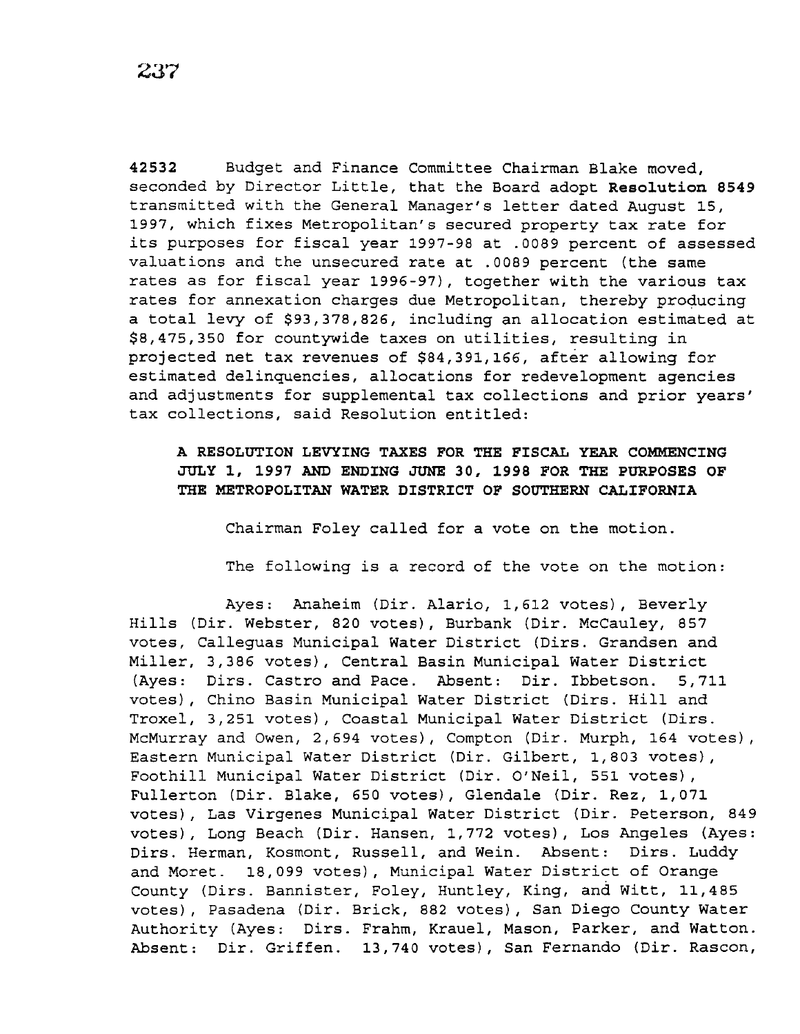**42532** Budget and Finance Committee Chairman Blake moved, seconded by Director Little, that the Board adopt **Resolution 8549** transmitted with the General Manager's letter dated August 15, 1997, which fixes Metropolitan's secured property tax rate for its purposes for fiscal year 1997-98 at .0089 percent of assessed valuations and the unsecured rate at .0089 percent (the same rates as for fiscal year 1996-97), together with the various tax rates for annexation charges due Metropolitan, thereby producing a total levy of $93,378,826, including an allocation estimated at $8,475,350 for countywide taxes on utilities, resulting in projected net tax revenues of $84,391,166, after allowing for estimated delinquencies, allocations for redevelopment agencies and adjustments for supplemental tax collections and prior years' tax collections, said Resolution entitled:

**A RESOLUTION LEVYING TAXES FOR THE FISCAL YEAR COMMENCING JULY 1, 1997 AND ENDING JUNE 30, 1998 FOR THE PURPOSES OF THE METROPOLITAN WATER DISTRICT OF SOUTHERN CALIFORNIA**

Chairman Foley called for a vote on the motion.

The following is a record of the vote on the motion:

Ayes: Anaheim (Dir. Alario, 1,612 votes), Beverly Hills (Dir. Webster, 820 votes), Burbank (Dir. McCauley, 857 votes, Calleguas Municipal Water District (Dirs. Grandsen and Miller, 3,386 votes), Central Basin Municipal Water District (Ayes: Dirs. Castro and Pace. Absent: Dir. Ibbetson. 5,711 votes), Chino Basin Municipal Water District (Dirs. Hill and Troxel, 3,251 votes), Coastal Municipal Water District (Dirs. McMurray and Owen, 2,694 votes), Compton (Dir. Murph, 164 votes), Eastern Municipal Water District (Dir. Gilbert, 1,803 votes), Foothill Municipal Water District (Dir. O'Neil, 551 votes), Fullerton (Dir. Blake, 650 votes), Glendale (Dir. Rez, 1,071 votes), Las Virgenes Municipal Water District (Dir. Peterson, 849 votes), Long Beach (Dir. Hansen, 1,772 votes), Los Angeles (Ayes: Dirs. Herman, Kosmont, Russell, and Wein. Absent: Dirs. Luddy and Moret. 18,099 votes), Municipal Water District of Orange County (Dirs. Bannister, Foley, Huntley, King, and Witt, 11,485 votes), Pasadena (Dir. Brick, 882 votes), San Diego County Water Authority (Ayes: Dirs. Frahm, Krauel, Mason, Parker, and Watton. Absent: Dir. Griffen. 13,740 votes), San Fernando (Dir. Rascon,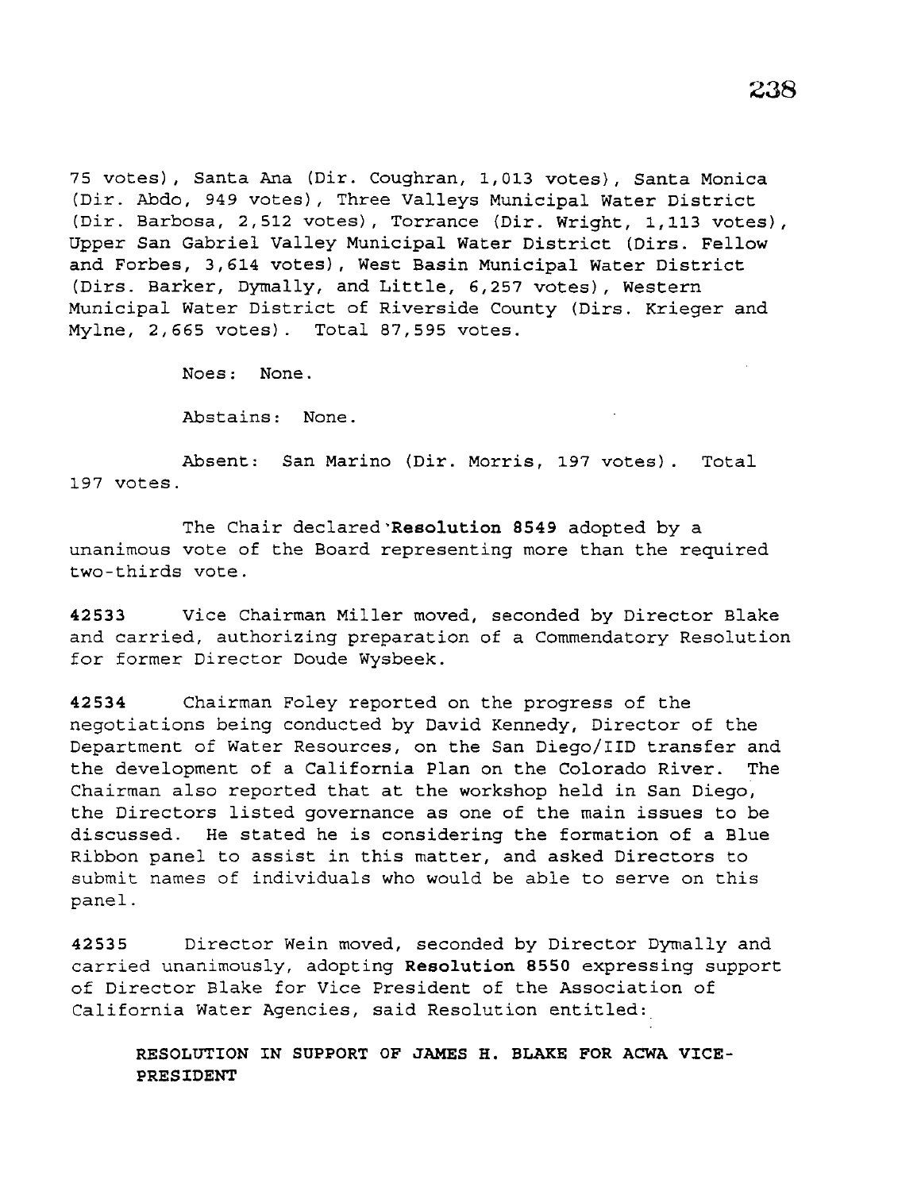75 votes), Santa Ana (Dir. Coughran, 1,013 votes), Santa Monica (Dir. Abdo, 949 votes), Three Valleys Municipal Water District (Dir. Barbosa, 2,512 votes), Torrance (Dir. Wright, 1,113 votes), Upper San Gabriel Valley Municipal Water District (Dirs. Fellow and Forbes, 3,614 votes), West Basin Municipal Water District (Dirs. Barker, Dymally, and Little, 6,257 votes), Western Municipal Water District of Riverside County (Dirs. Krieger and Mylne, 2,665 votes). Total 87,595 votes.

Noes: None.

Abstains: None.

Absent: San Marino (Dir. Morris, 197 votes). Total 197 votes.

The Chair declared **Resolution 8549** adopted by a unanimous vote of the Board representing more than the required two-thirds vote.

**42533** Vice Chairman Miller moved, seconded by Director Blake and carried, authorizing preparation of a Commendatory Resolution for former Director Doude Wysbeek.

**42534** Chairman Foley reported on the progress of the negotiations being conducted by David Kennedy, Director of the Department of Water Resources, on the San Diego/IID transfer and the development of a California Plan on the Colorado River. The Chairman also reported that at the workshop held in San Diego, the Directors listed governance as one of the main issues to be discussed. He stated he is considering the formation of a Blue Ribbon panel to assist in this matter, and asked Directors to submit names of individuals who would be able to serve on this panel.

**42535** Director Wein moved, seconded by Director Dymally and carried unanimously, adopting **Resolution 8550** expressing support of Director Blake for Vice President of the Association of California Water Agencies, said Resolution entitled:

**RESOLUTION IN SUPPORT OF JAMES H. BLAKE FOR ACWA VICE-PRESIDENT**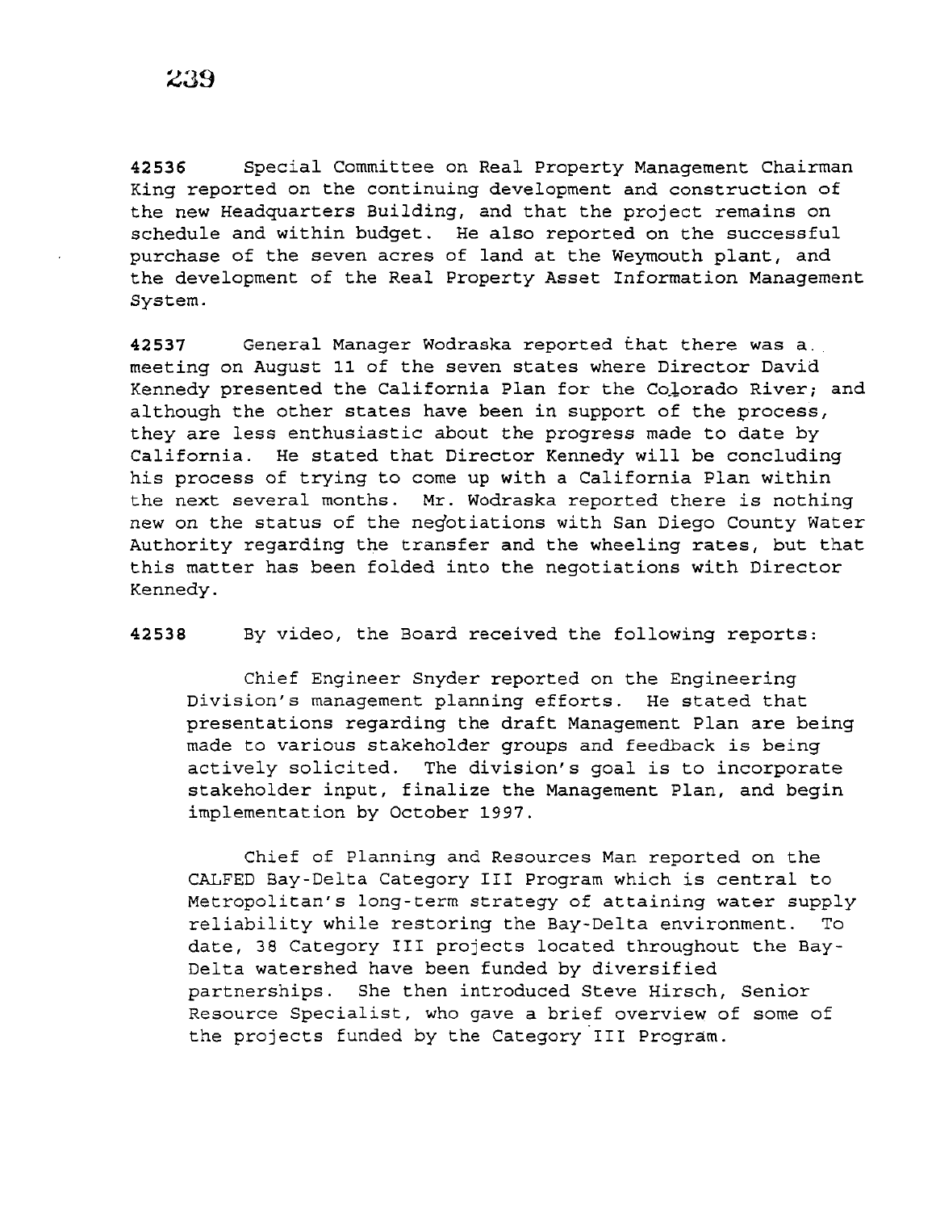**42536** Special Committee on Real Property Management Chairman King reported on the continuing development and construction of the new Headquarters Building, and that the project remains on schedule and within budget. He also reported on the successful purchase of the seven acres of land at the Weymouth plant, and the development of the Real Property Asset Information Management System.

**42537** General Manager Wodraska reported that there was a meeting on August 11 of the seven states where Director David Kennedy presented the California Plan for the Colorado River; and although the other states have been in support of the process, they are less enthusiastic about the progress made to date by California. He stated that Director Kennedy will be concluding his process of trying to come up with a California Plan within the next several months. Mr. Wodraska reported there is nothing new on the status of the negotiations with San Diego County Water Authority regarding the transfer and the wheeling rates, but that this matter has been folded into the negotiations with Director Kennedy.

**42538** By video, the Board received the following reports:

Chief Engineer Snyder reported on the Engineering Division's management planning efforts. He stated that presentations regarding the draft Management Plan are being made to various stakeholder groups and feedback is being actively solicited. The division's goal is to incorporate stakeholder input, finalize the Management Plan, and begin implementation by October 1997.

Chief of Planning and Resources Man reported on the CALFED Bay-Delta Category III Program which is central to Metropolitan's long-term strategy of attaining water supply reliability while restoring the Bay-Delta environment. To date, 38 Category III projects located throughout the Bay-Delta watershed have been funded by diversified partnerships. She then introduced Steve Hirsch, Senior Resource Specialist, who gave a brief overview of some of the projects funded by the Category III Program.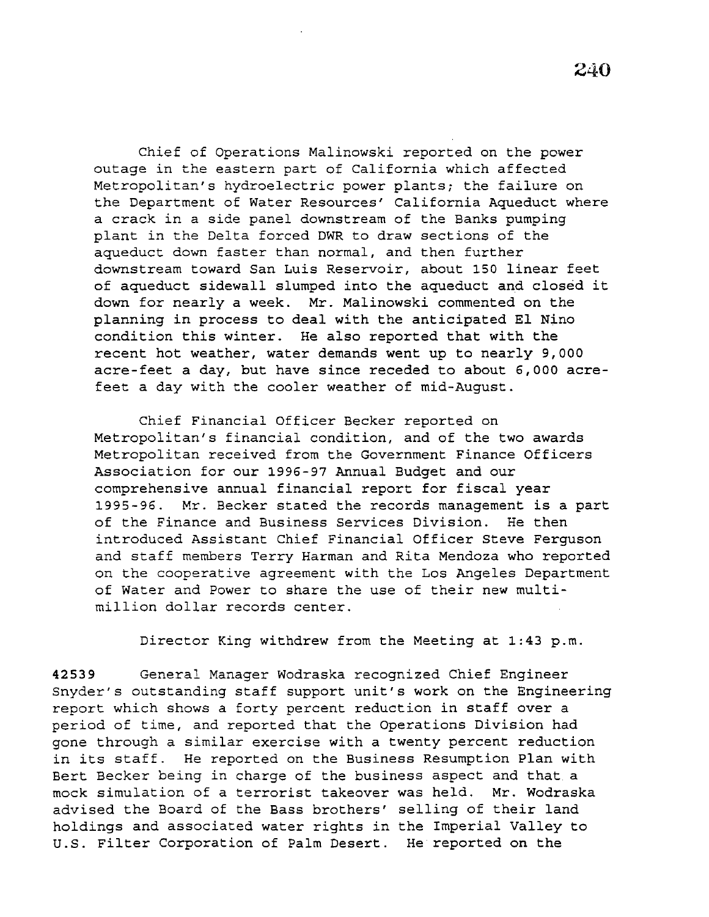Chief of Operations Malinowski reported on the power outage in the eastern part of California which affected Metropolitan's hydroelectric power plants; the failure on the Department of Water Resources' California Aqueduct where a crack in a side panel downstream of the Banks pumping plant in the Delta forced DWR to draw sections of the aqueduct down faster than normal, and then further downstream toward San Luis Reservoir, about 150 linear feet of aqueduct sidewall slumped into the aqueduct and closed it down for nearly a week. Mr. Malinowski commented on the planning in process to deal with the anticipated El Nino condition this winter. He also reported that with the recent hot weather, water demands went up to nearly 9,000 acre-feet a day, but have since receded to about 6,000 acre-feet a day with the cooler weather of mid-August.

Chief Financial Officer Becker reported on Metropolitan's financial condition, and of the two awards Metropolitan received from the Government Finance Officers Association for our 1996-97 Annual Budget and our comprehensive annual financial report for fiscal year 1995-96. Mr. Becker stated the records management is a part of the Finance and Business Services Division. He then introduced Assistant Chief Financial Officer Steve Ferguson and staff members Terry Harman and Rita Mendoza who reported on the cooperative agreement with the Los Angeles Department of Water and Power to share the use of their new multi-million dollar records center.

Director King withdrew from the Meeting at 1:43 p.m.

**42539** General Manager Wodraska recognized Chief Engineer Snyder's outstanding staff support unit's work on the Engineering report which shows a forty percent reduction in staff over a period of time, and reported that the Operations Division had gone through a similar exercise with a twenty percent reduction in its staff. He reported on the Business Resumption Plan with Bert Becker being in charge of the business aspect and that a mock simulation of a terrorist takeover was held. Mr. Wodraska advised the Board of the Bass brothers' selling of their land holdings and associated water rights in the Imperial Valley to U.S. Filter Corporation of Palm Desert. He reported on the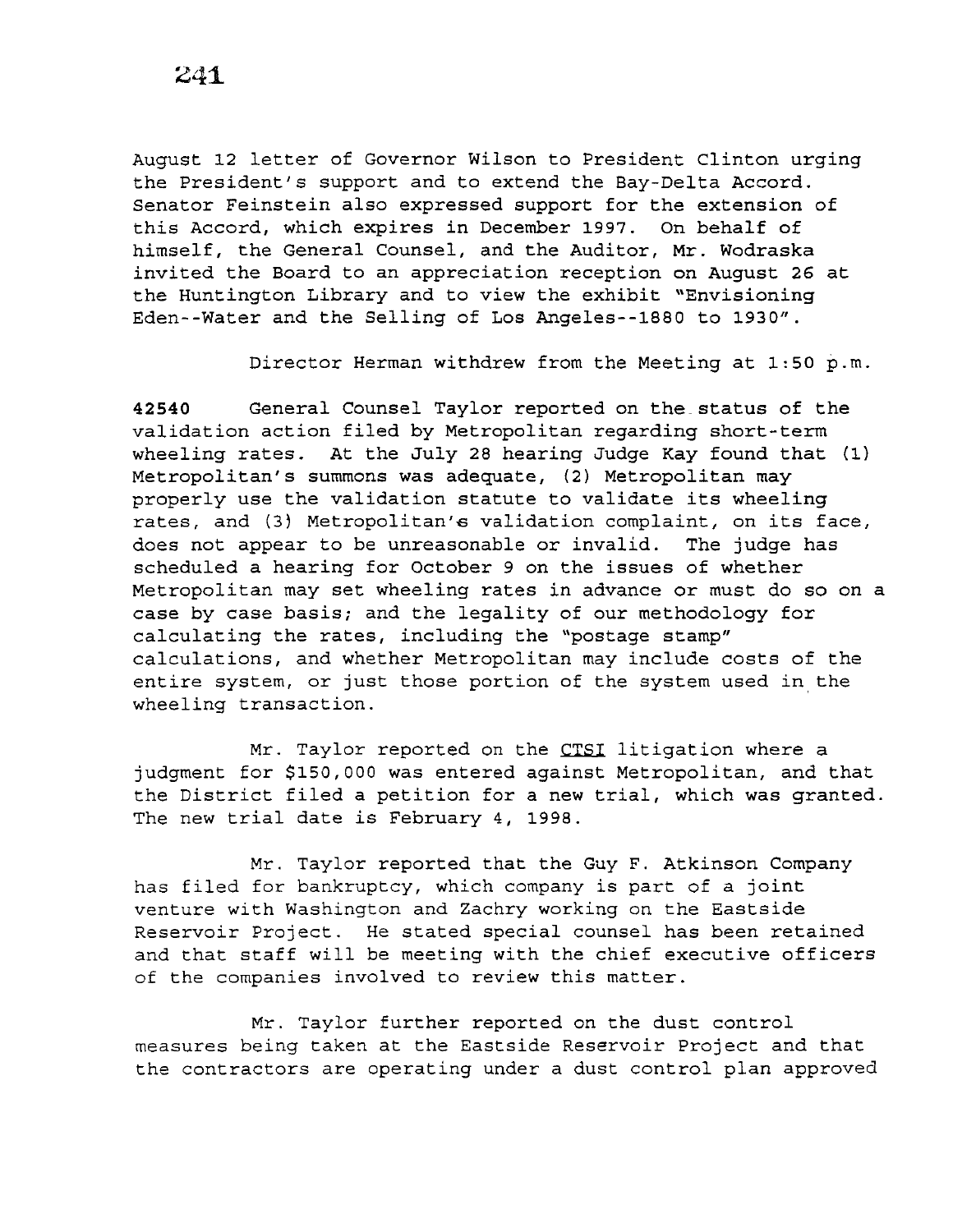August 12 letter of Governor Wilson to President Clinton urging the President's support and to extend the Bay-Delta Accord. Senator Feinstein also expressed support for the extension of this Accord, which expires in December 1997. On behalf of himself, the General Counsel, and the Auditor, Mr. Wodraska invited the Board to an appreciation reception on August 26 at the Huntington Library and to view the exhibit "Envisioning Eden--Water and the Selling of Los Angeles--1880 to 1930".

Director Herman withdrew from the Meeting at 1:50 p.m.

**42540** General Counsel Taylor reported on the status of the validation action filed by Metropolitan regarding short-term wheeling rates. At the July 28 hearing Judge Kay found that (1) Metropolitan's summons was adequate, (2) Metropolitan may properly use the validation statute to validate its wheeling rates, and (3) Metropolitan's validation complaint, on its face, does not appear to be unreasonable or invalid. The judge has scheduled a hearing for October 9 on the issues of whether Metropolitan may set wheeling rates in advance or must do so on a case by case basis; and the legality of our methodology for calculating the rates, including the "postage stamp" calculations, and whether Metropolitan may include costs of the entire system, or just those portion of the system used in the wheeling transaction.

Mr. Taylor reported on the CTSI litigation where a judgment for $150,000 was entered against Metropolitan, and that the District filed a petition for a new trial, which was granted. The new trial date is February 4, 1998.

Mr. Taylor reported that the Guy F. Atkinson Company has filed for bankruptcy, which company is part of a joint venture with Washington and Zachry working on the Eastside Reservoir Project. He stated special counsel has been retained and that staff will be meeting with the chief executive officers of the companies involved to review this matter.

Mr. Taylor further reported on the dust control measures being taken at the Eastside Reservoir Project and that the contractors are operating under a dust control plan approved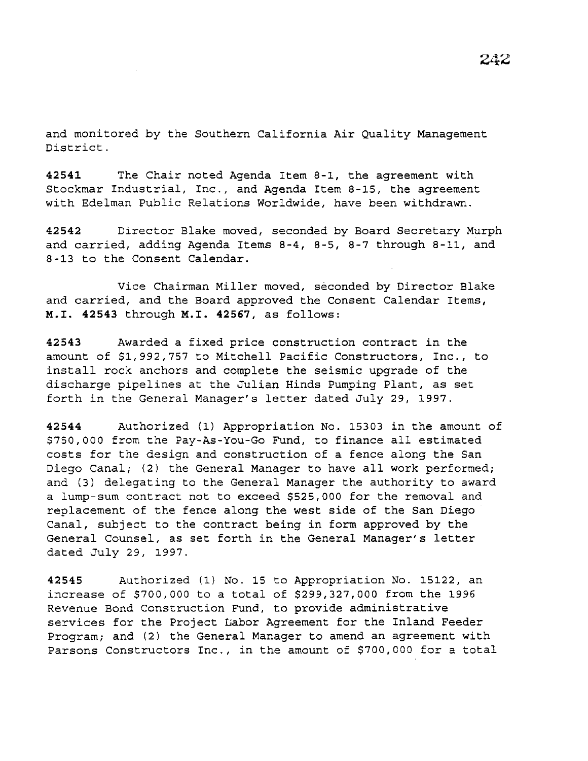and monitored by the Southern California Air Quality Management District.

**42541** The Chair noted Agenda Item 8-1, the agreement with Stockmar Industrial, Inc., and Agenda Item 8-15, the agreement with Edelman Public Relations Worldwide, have been withdrawn.

**42542** Director Blake moved, seconded by Board Secretary Murph and carried, adding Agenda Items 8-4, 8-5, 8-7 through 8-11, and 8-13 to the Consent Calendar.

Vice Chairman Miller moved, seconded by Director Blake and carried, and the Board approved the Consent Calendar Items, **M.I. 42543** through **M.I. 42567**, as follows:

**42543** Awarded a fixed price construction contract in the amount of $1,992,757 to Mitchell Pacific Constructors, Inc., to install rock anchors and complete the seismic upgrade of the discharge pipelines at the Julian Hinds Pumping Plant, as set forth in the General Manager's letter dated July 29, 1997.

**42544** Authorized (1) Appropriation No. 15303 in the amount of $750,000 from the Pay-As-You-Go Fund, to finance all estimated costs for the design and construction of a fence along the San Diego Canal; (2) the General Manager to have all work performed; and (3) delegating to the General Manager the authority to award a lump-sum contract not to exceed $525,000 for the removal and replacement of the fence along the west side of the San Diego Canal, subject to the contract being in form approved by the General Counsel, as set forth in the General Manager's letter dated July 29, 1997.

**42545** Authorized (1) No. 15 to Appropriation No. 15122, an increase of $700,000 to a total of $299,327,000 from the 1996 Revenue Bond Construction Fund, to provide administrative services for the Project Labor Agreement for the Inland Feeder Program; and (2) the General Manager to amend an agreement with Parsons Constructors Inc., in the amount of $700,000 for a total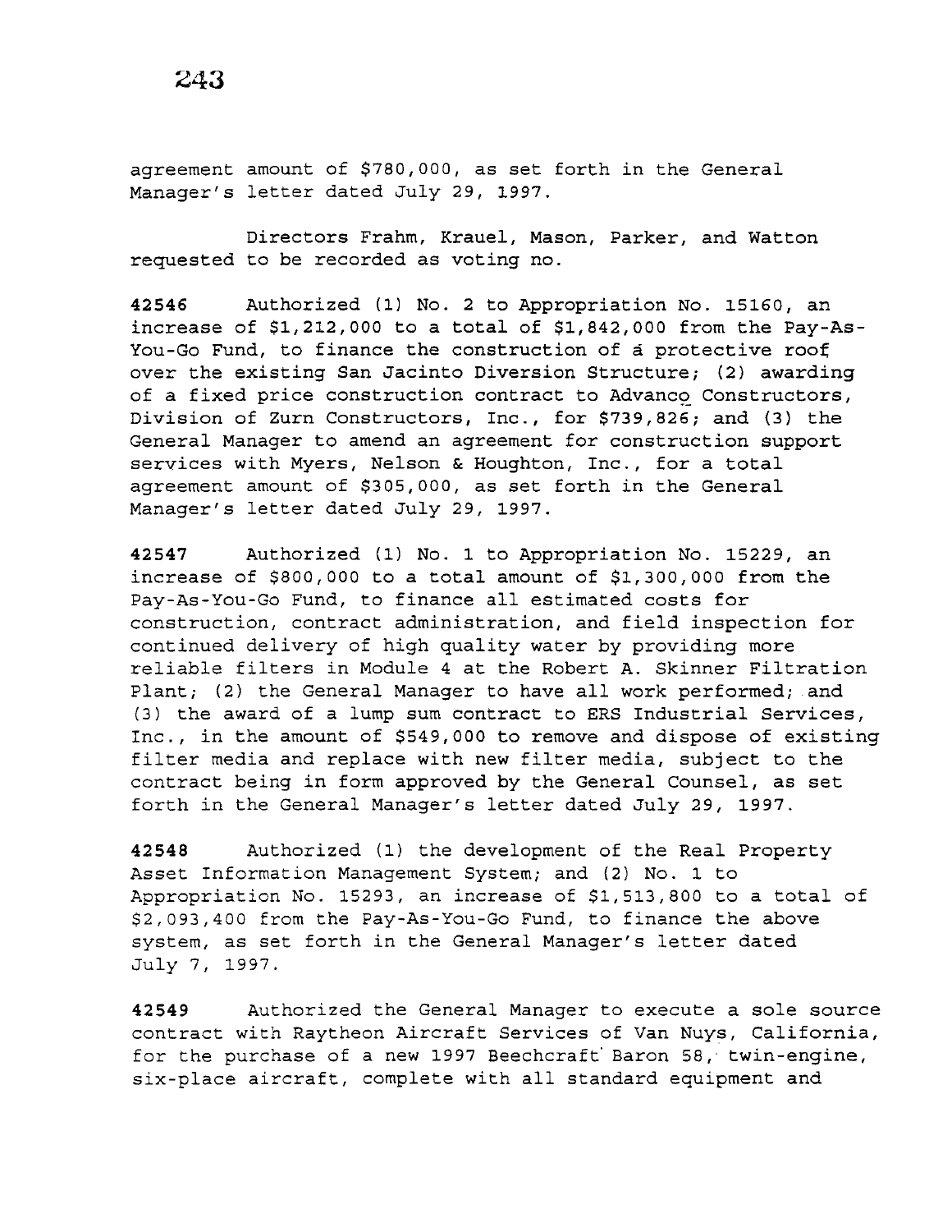agreement amount of $780,000, as set forth in the General Manager's letter dated July 29, 1997.

Directors Frahm, Krauel, Mason, Parker, and Watton requested to be recorded as voting no.

**42546** Authorized (1) No. 2 to Appropriation No. 15160, an increase of $1,212,000 to a total of $1,842,000 from the Pay-As-You-Go Fund, to finance the construction of a protective roof over the existing San Jacinto Diversion Structure; (2) awarding of a fixed price construction contract to Advanco Constructors, Division of Zurn Constructors, Inc., for $739,826; and (3) the General Manager to amend an agreement for construction support services with Myers, Nelson & Houghton, Inc., for a total agreement amount of $305,000, as set forth in the General Manager's letter dated July 29, 1997.

**42547** Authorized (1) No. 1 to Appropriation No. 15229, an increase of $800,000 to a total amount of $1,300,000 from the Pay-As-You-Go Fund, to finance all estimated costs for construction, contract administration, and field inspection for continued delivery of high quality water by providing more reliable filters in Module 4 at the Robert A. Skinner Filtration Plant; (2) the General Manager to have all work performed; and (3) the award of a lump sum contract to ERS Industrial Services, Inc., in the amount of $549,000 to remove and dispose of existing filter media and replace with new filter media, subject to the contract being in form approved by the General Counsel, as set forth in the General Manager's letter dated July 29, 1997.

**42548** Authorized (1) the development of the Real Property Asset Information Management System; and (2) No. 1 to Appropriation No. 15293, an increase of $1,513,800 to a total of $2,093,400 from the Pay-As-You-Go Fund, to finance the above system, as set forth in the General Manager's letter dated July 7, 1997.

**42549** Authorized the General Manager to execute a sole source contract with Raytheon Aircraft Services of Van Nuys, California, for the purchase of a new 1997 Beechcraft Baron 58, twin-engine, six-place aircraft, complete with all standard equipment and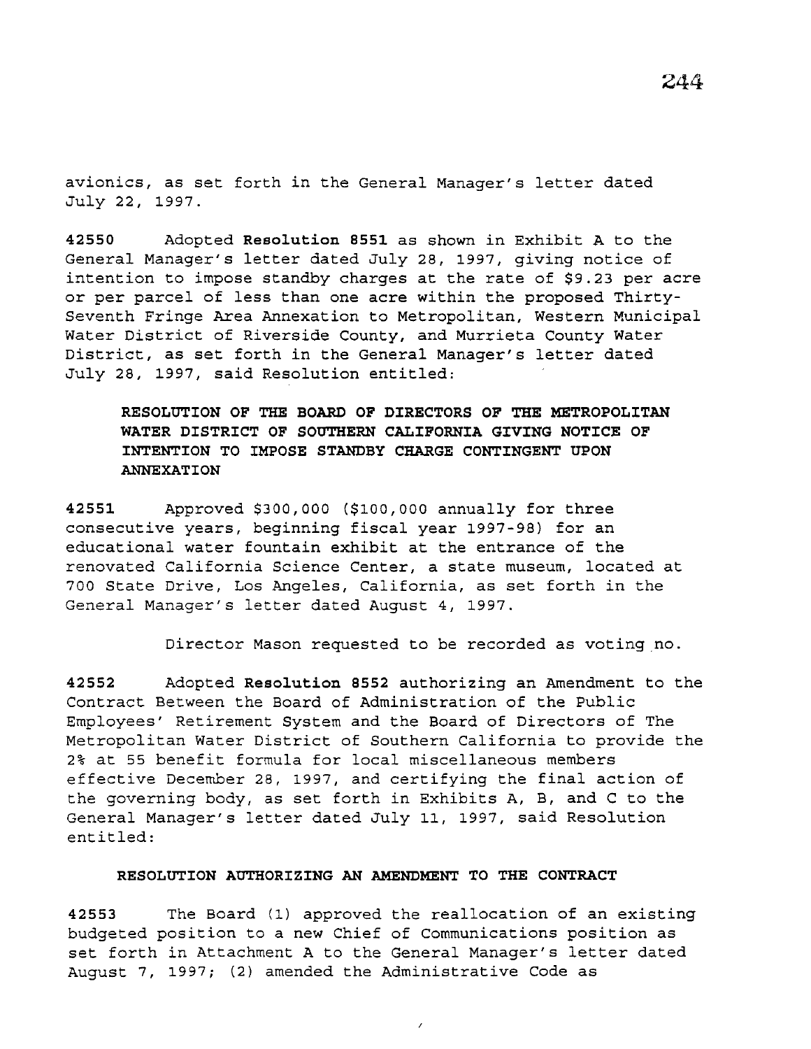avionics, as set forth in the General Manager's letter dated July 22, 1997.

**42550** Adopted **Resolution 8551** as shown in Exhibit A to the General Manager's letter dated July 28, 1997, giving notice of intention to impose standby charges at the rate of $9.23 per acre or per parcel of less than one acre within the proposed Thirty-Seventh Fringe Area Annexation to Metropolitan, Western Municipal Water District of Riverside County, and Murrieta County Water District, as set forth in the General Manager's letter dated July 28, 1997, said Resolution entitled:

> **RESOLUTION OF THE BOARD OF DIRECTORS OF THE METROPOLITAN WATER DISTRICT OF SOUTHERN CALIFORNIA GIVING NOTICE OF INTENTION TO IMPOSE STANDBY CHARGE CONTINGENT UPON ANNEXATION**

**42551** Approved $300,000 ($100,000 annually for three consecutive years, beginning fiscal year 1997-98) for an educational water fountain exhibit at the entrance of the renovated California Science Center, a state museum, located at 700 State Drive, Los Angeles, California, as set forth in the General Manager's letter dated August 4, 1997.

Director Mason requested to be recorded as voting no.

**42552** Adopted **Resolution 8552** authorizing an Amendment to the Contract Between the Board of Administration of the Public Employees' Retirement System and the Board of Directors of The Metropolitan Water District of Southern California to provide the 2% at 55 benefit formula for local miscellaneous members effective December 28, 1997, and certifying the final action of the governing body, as set forth in Exhibits A, B, and C to the General Manager's letter dated July 11, 1997, said Resolution entitled:

> **RESOLUTION AUTHORIZING AN AMENDMENT TO THE CONTRACT**

**42553** The Board (1) approved the reallocation of an existing budgeted position to a new Chief of Communications position as set forth in Attachment A to the General Manager's letter dated August 7, 1997; (2) amended the Administrative Code as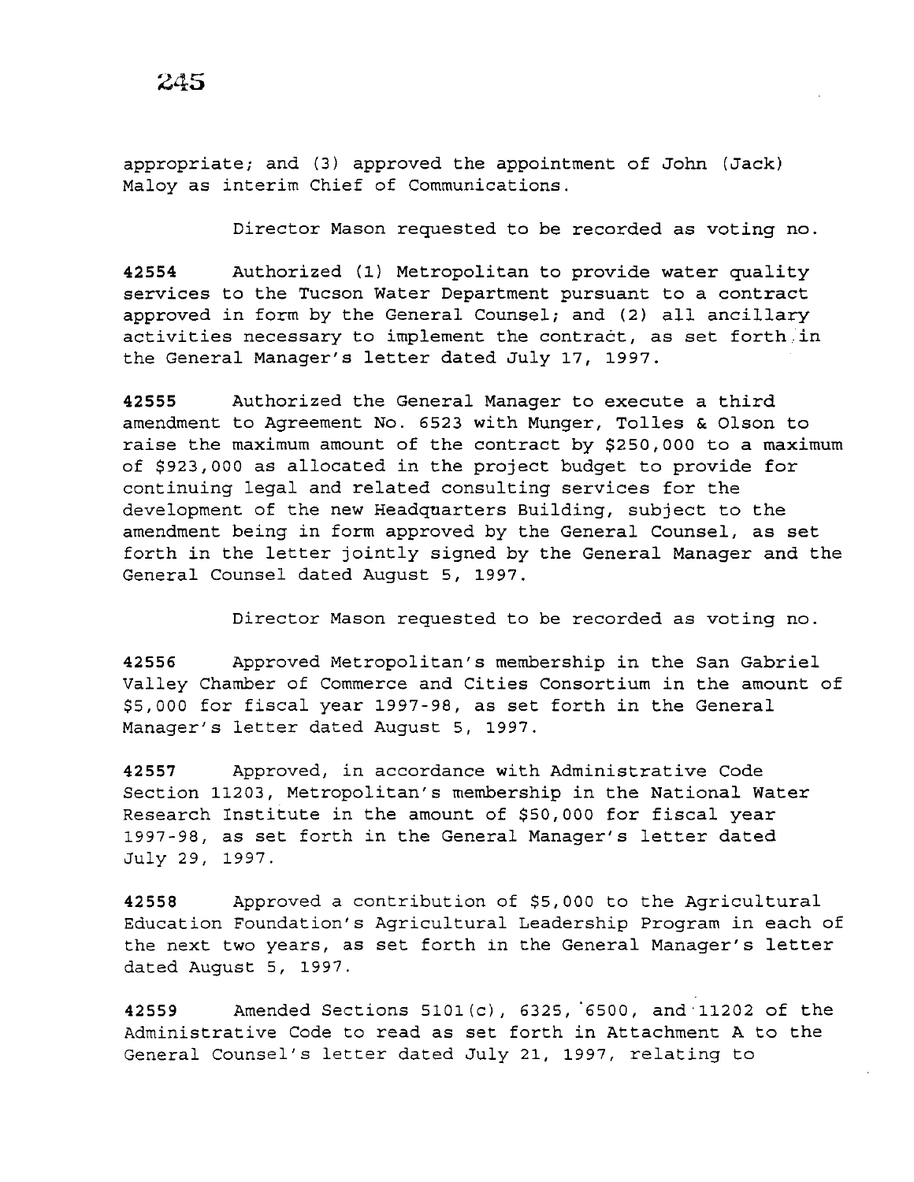appropriate; and (3) approved the appointment of John (Jack) Maloy as interim Chief of Communications.

Director Mason requested to be recorded as voting no.

**42554** Authorized (1) Metropolitan to provide water quality services to the Tucson Water Department pursuant to a contract approved in form by the General Counsel; and (2) all ancillary activities necessary to implement the contract, as set forth in the General Manager's letter dated July 17, 1997.

**42555** Authorized the General Manager to execute a third amendment to Agreement No. 6523 with Munger, Tolles & Olson to raise the maximum amount of the contract by $250,000 to a maximum of $923,000 as allocated in the project budget to provide for continuing legal and related consulting services for the development of the new Headquarters Building, subject to the amendment being in form approved by the General Counsel, as set forth in the letter jointly signed by the General Manager and the General Counsel dated August 5, 1997.

Director Mason requested to be recorded as voting no.

**42556** Approved Metropolitan's membership in the San Gabriel Valley Chamber of Commerce and Cities Consortium in the amount of $5,000 for fiscal year 1997-98, as set forth in the General Manager's letter dated August 5, 1997.

**42557** Approved, in accordance with Administrative Code Section 11203, Metropolitan's membership in the National Water Research Institute in the amount of $50,000 for fiscal year 1997-98, as set forth in the General Manager's letter dated July 29, 1997.

**42558** Approved a contribution of $5,000 to the Agricultural Education Foundation's Agricultural Leadership Program in each of the next two years, as set forth in the General Manager's letter dated August 5, 1997.

**42559** Amended Sections 5101(c), 6325, 6500, and 11202 of the Administrative Code to read as set forth in Attachment A to the General Counsel's letter dated July 21, 1997, relating to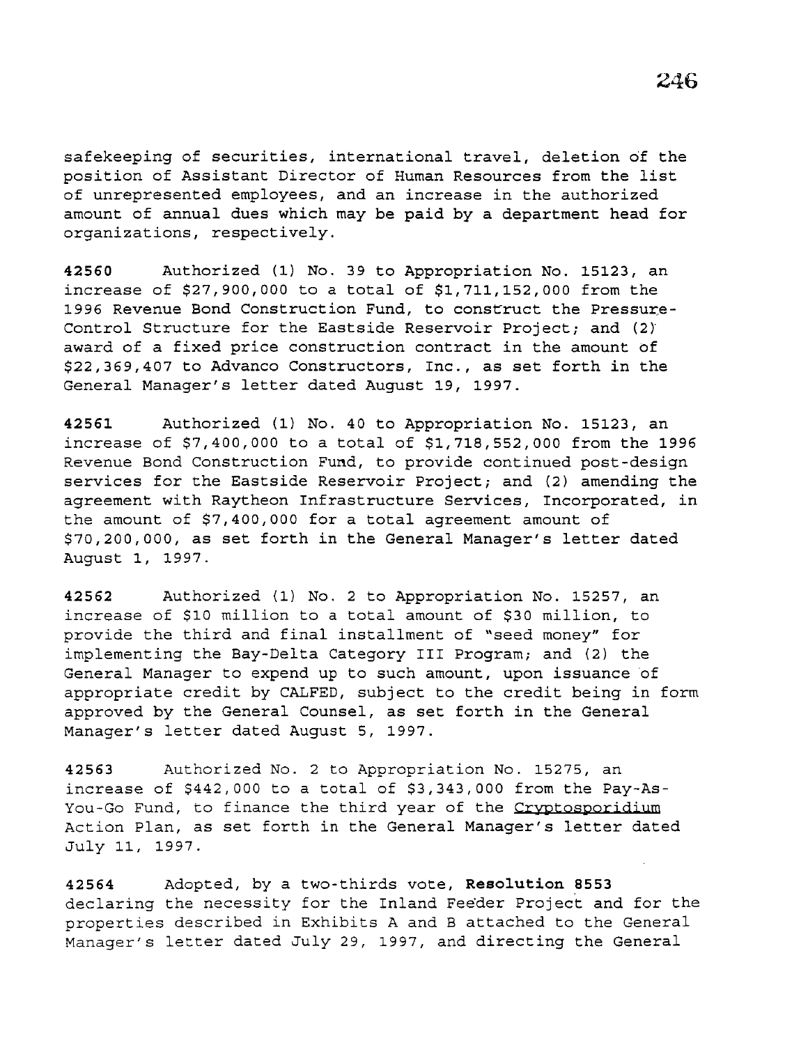safekeeping of securities, international travel, deletion of the position of Assistant Director of Human Resources from the list of unrepresented employees, and an increase in the authorized amount of annual dues which may be paid by a department head for organizations, respectively.

**42560** Authorized (1) No. 39 to Appropriation No. 15123, an increase of $27,900,000 to a total of $1,711,152,000 from the 1996 Revenue Bond Construction Fund, to construct the Pressure-Control Structure for the Eastside Reservoir Project; and (2) award of a fixed price construction contract in the amount of $22,369,407 to Advanco Constructors, Inc., as set forth in the General Manager's letter dated August 19, 1997.

**42561** Authorized (1) No. 40 to Appropriation No. 15123, an increase of $7,400,000 to a total of $1,718,552,000 from the 1996 Revenue Bond Construction Fund, to provide continued post-design services for the Eastside Reservoir Project; and (2) amending the agreement with Raytheon Infrastructure Services, Incorporated, in the amount of $7,400,000 for a total agreement amount of $70,200,000, as set forth in the General Manager's letter dated August 1, 1997.

**42562** Authorized (1) No. 2 to Appropriation No. 15257, an increase of $10 million to a total amount of $30 million, to provide the third and final installment of "seed money" for implementing the Bay-Delta Category III Program; and (2) the General Manager to expend up to such amount, upon issuance of appropriate credit by CALFED, subject to the credit being in form approved by the General Counsel, as set forth in the General Manager's letter dated August 5, 1997.

**42563** Authorized No. 2 to Appropriation No. 15275, an increase of $442,000 to a total of $3,343,000 from the Pay-As-You-Go Fund, to finance the third year of the *Cryptosporidium* Action Plan, as set forth in the General Manager's letter dated July 11, 1997.

**42564** Adopted, by a two-thirds vote, **Resolution 8553** declaring the necessity for the Inland Feeder Project and for the properties described in Exhibits A and B attached to the General Manager's letter dated July 29, 1997, and directing the General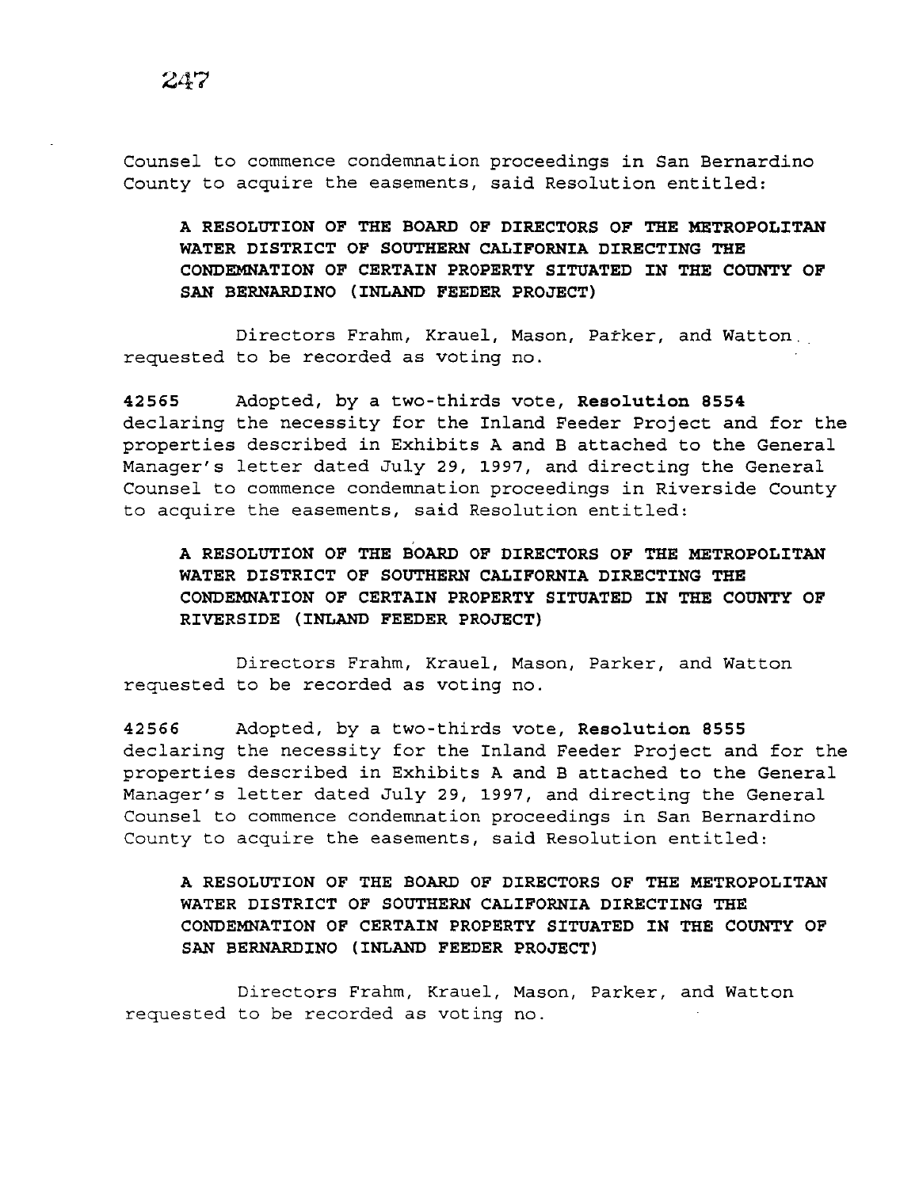Counsel to commence condemnation proceedings in San Bernardino County to acquire the easements, said Resolution entitled:

**A RESOLUTION OF THE BOARD OF DIRECTORS OF THE METROPOLITAN WATER DISTRICT OF SOUTHERN CALIFORNIA DIRECTING THE CONDEMNATION OF CERTAIN PROPERTY SITUATED IN THE COUNTY OF SAN BERNARDINO (INLAND FEEDER PROJECT)**

Directors Frahm, Krauel, Mason, Parker, and Watton requested to be recorded as voting no.

**42565** Adopted, by a two-thirds vote, **Resolution 8554** declaring the necessity for the Inland Feeder Project and for the properties described in Exhibits A and B attached to the General Manager's letter dated July 29, 1997, and directing the General Counsel to commence condemnation proceedings in Riverside County to acquire the easements, said Resolution entitled:

**A RESOLUTION OF THE BOARD OF DIRECTORS OF THE METROPOLITAN WATER DISTRICT OF SOUTHERN CALIFORNIA DIRECTING THE CONDEMNATION OF CERTAIN PROPERTY SITUATED IN THE COUNTY OF RIVERSIDE (INLAND FEEDER PROJECT)**

Directors Frahm, Krauel, Mason, Parker, and Watton requested to be recorded as voting no.

**42566** Adopted, by a two-thirds vote, **Resolution 8555** declaring the necessity for the Inland Feeder Project and for the properties described in Exhibits A and B attached to the General Manager's letter dated July 29, 1997, and directing the General Counsel to commence condemnation proceedings in San Bernardino County to acquire the easements, said Resolution entitled:

**A RESOLUTION OF THE BOARD OF DIRECTORS OF THE METROPOLITAN WATER DISTRICT OF SOUTHERN CALIFORNIA DIRECTING THE CONDEMNATION OF CERTAIN PROPERTY SITUATED IN THE COUNTY OF SAN BERNARDINO (INLAND FEEDER PROJECT)**

Directors Frahm, Krauel, Mason, Parker, and Watton requested to be recorded as voting no.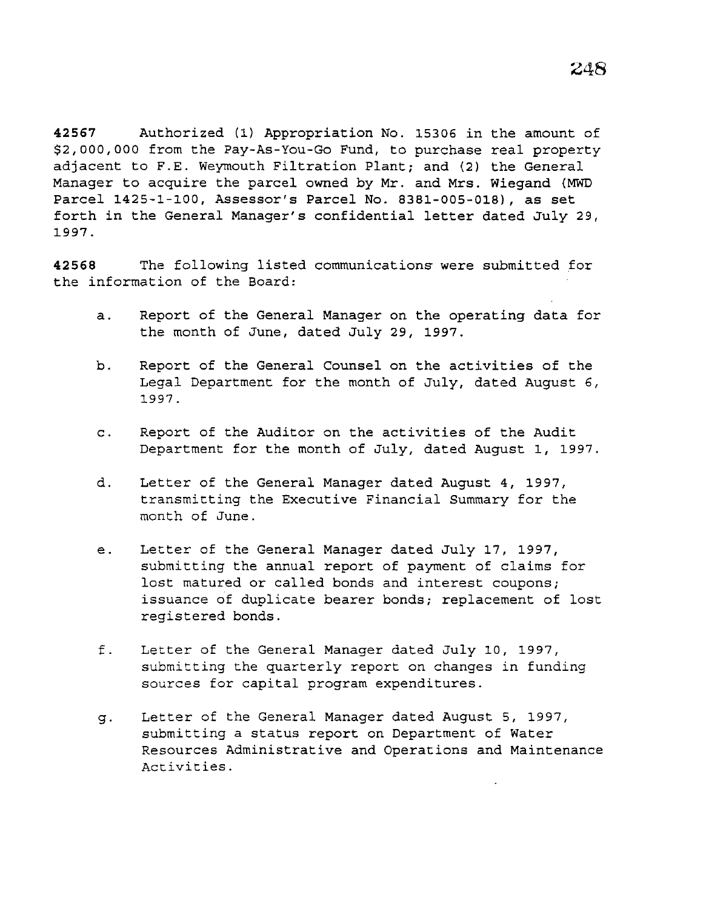**42567** Authorized (1) Appropriation No. 15306 in the amount of $2,000,000 from the Pay-As-You-Go Fund, to purchase real property adjacent to F.E. Weymouth Filtration Plant; and (2) the General Manager to acquire the parcel owned by Mr. and Mrs. Wiegand (MWD Parcel 1425-1-100, Assessor's Parcel No. 8381-005-018), as set forth in the General Manager's confidential letter dated July 29, 1997.

**42568** The following listed communications were submitted for the information of the Board:

a. Report of the General Manager on the operating data for the month of June, dated July 29, 1997.

b. Report of the General Counsel on the activities of the Legal Department for the month of July, dated August 6, 1997.

c. Report of the Auditor on the activities of the Audit Department for the month of July, dated August 1, 1997.

d. Letter of the General Manager dated August 4, 1997, transmitting the Executive Financial Summary for the month of June.

e. Letter of the General Manager dated July 17, 1997, submitting the annual report of payment of claims for lost matured or called bonds and interest coupons; issuance of duplicate bearer bonds; replacement of lost registered bonds.

f. Letter of the General Manager dated July 10, 1997, submitting the quarterly report on changes in funding sources for capital program expenditures.

g. Letter of the General Manager dated August 5, 1997, submitting a status report on Department of Water Resources Administrative and Operations and Maintenance Activities.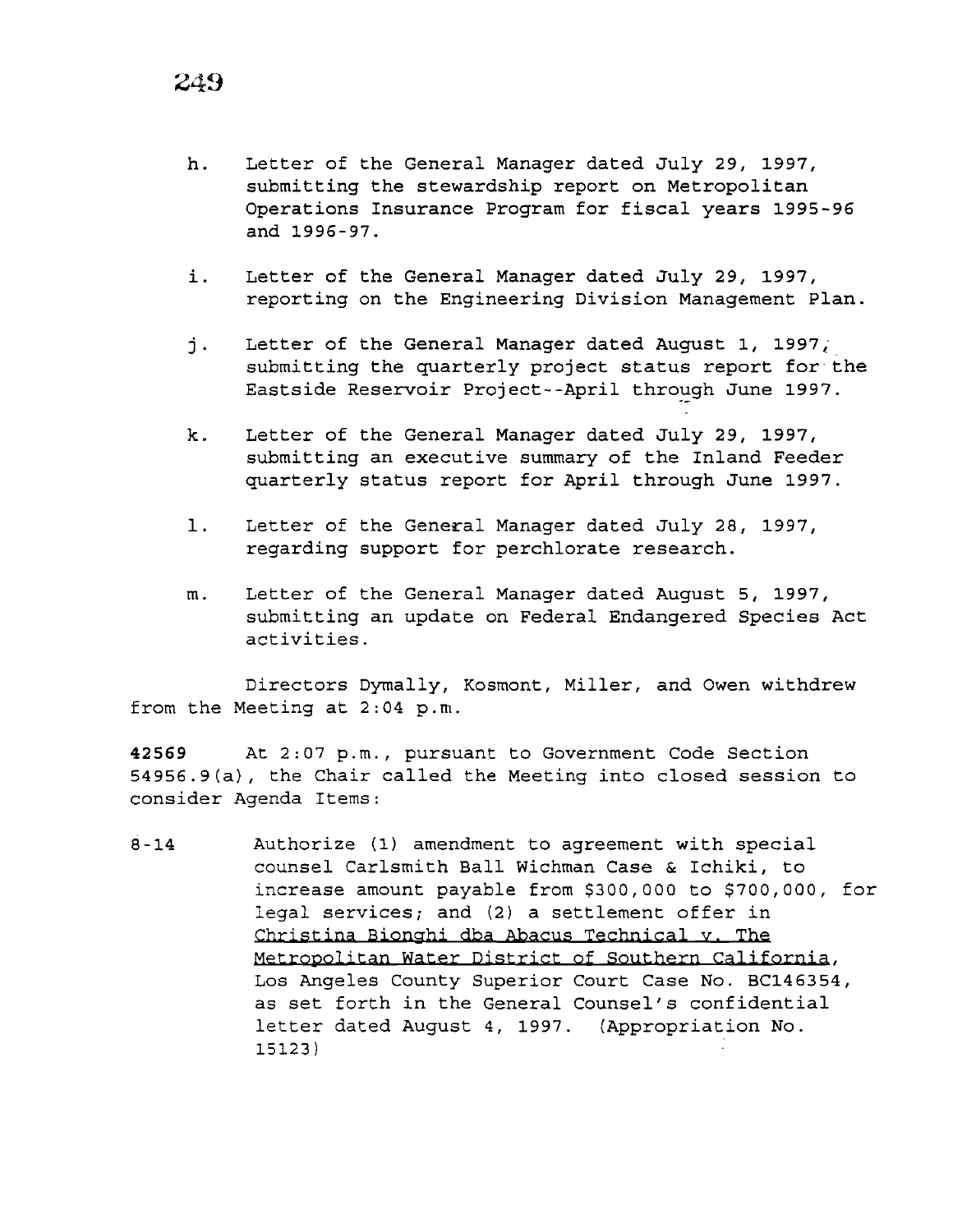h. Letter of the General Manager dated July 29, 1997, submitting the stewardship report on Metropolitan Operations Insurance Program for fiscal years 1995-96 and 1996-97.

i. Letter of the General Manager dated July 29, 1997, reporting on the Engineering Division Management Plan.

j. Letter of the General Manager dated August 1, 1997, submitting the quarterly project status report for the Eastside Reservoir Project--April through June 1997.

k. Letter of the General Manager dated July 29, 1997, submitting an executive summary of the Inland Feeder quarterly status report for April through June 1997.

l. Letter of the General Manager dated July 28, 1997, regarding support for perchlorate research.

m. Letter of the General Manager dated August 5, 1997, submitting an update on Federal Endangered Species Act activities.

Directors Dymally, Kosmont, Miller, and Owen withdrew from the Meeting at 2:04 p.m.

**42569** At 2:07 p.m., pursuant to Government Code Section 54956.9(a), the Chair called the Meeting into closed session to consider Agenda Items:

8-14 Authorize (1) amendment to agreement with special counsel Carlsmith Ball Wichman Case & Ichiki, to increase amount payable from $300,000 to $700,000, for legal services; and (2) a settlement offer in Christina Bionghi dba Abacus Technical v. The Metropolitan Water District of Southern California, Los Angeles County Superior Court Case No. BC146354, as set forth in the General Counsel's confidential letter dated August 4, 1997. (Appropriation No. 15123)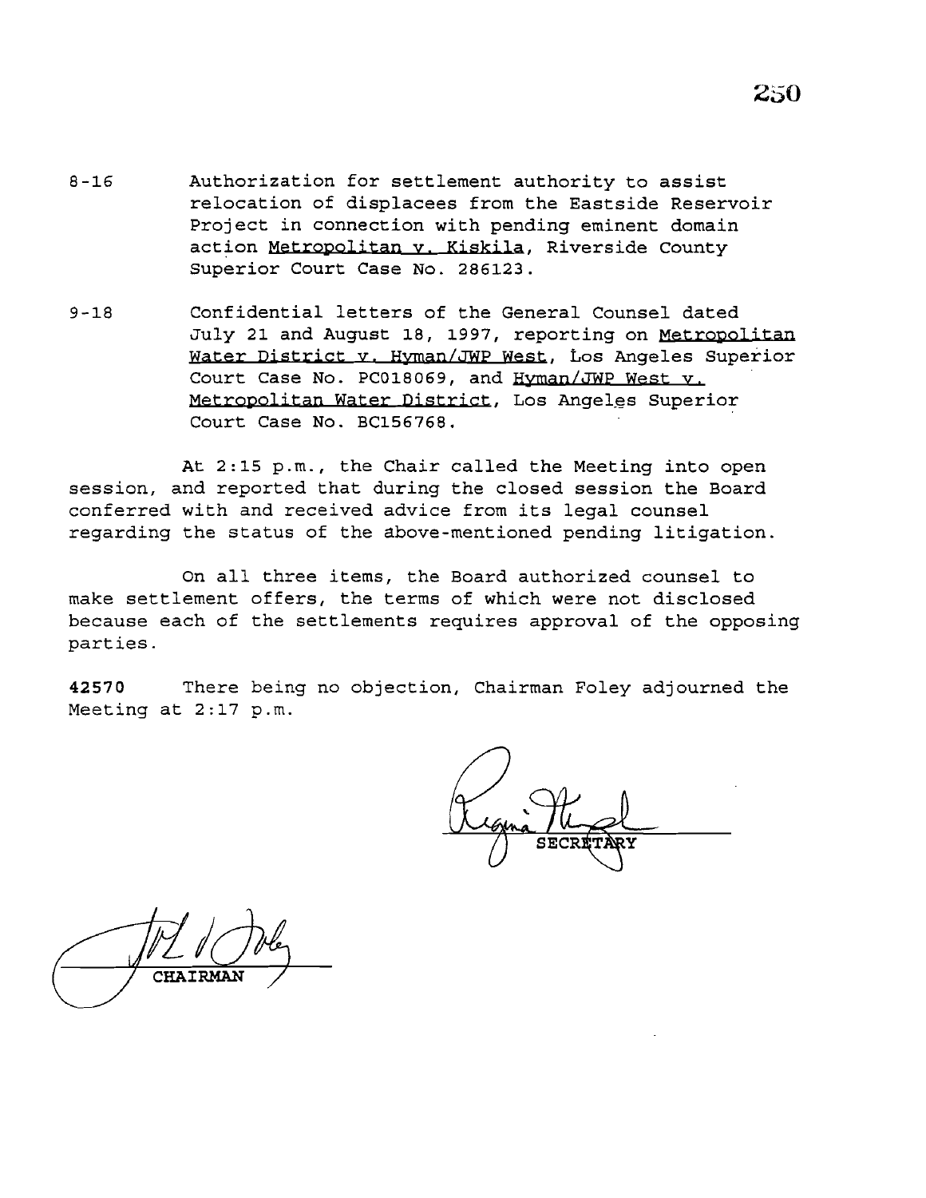8-16 Authorization for settlement authority to assist relocation of displacees from the Eastside Reservoir Project in connection with pending eminent domain action Metropolitan v. Kiskila, Riverside County Superior Court Case No. 286123.

9-18 Confidential letters of the General Counsel dated July 21 and August 18, 1997, reporting on Metropolitan Water District v. Hyman/JWP West, Los Angeles Superior Court Case No. PC018069, and Hyman/JWP West v. Metropolitan Water District, Los Angeles Superior Court Case No. BC156768.

At 2:15 p.m., the Chair called the Meeting into open session, and reported that during the closed session the Board conferred with and received advice from its legal counsel regarding the status of the above-mentioned pending litigation.

On all three items, the Board authorized counsel to make settlement offers, the terms of which were not disclosed because each of the settlements requires approval of the opposing parties.

**42570** There being no objection, Chairman Foley adjourned the Meeting at 2:17 p.m.

SECRETARY

CHAIRMAN